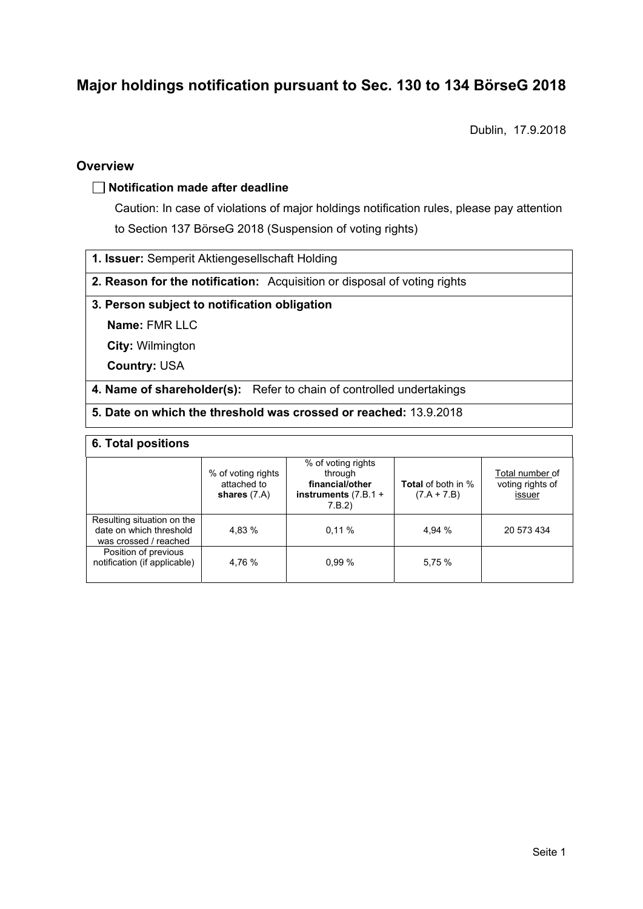# Major holdings notification pursuant to Sec. 130 to 134 BörseG 2018

Dublin, 17.9.2018

## Overview

☐ **Notification made after deadline**

Caution: In case of violations of major holdings notification rules, please pay attention to Section 137 BörseG 2018 (Suspension of voting rights)

**1. Issuer:** Semperit Aktiengesellschaft Holding

**2. Reason for the notification:** Acquisition or disposal of voting rights

**3. Person subject to notification obligation**

**Name:** FMR LLC

**City:** Wilmington

**Country:** USA

**4. Name of shareholder(s):** Refer to chain of controlled undertakings

**5. Date on which the threshold was crossed or reached:** 13.9.2018

**6. Total positions**

| | % of voting rights attached to **shares** (7.A) | % of voting rights through **financial/other instruments** (7.B.1 + 7.B.2) | **Total** of both in % (7.A + 7.B) | Total number of voting rights of issuer |
|---|---|---|---|---|
| Resulting situation on the date on which threshold was crossed / reached | 4,83 % | 0,11 % | 4,94 % | 20 573 434 |
| Position of previous notification (if applicable) | 4,76 % | 0,99 % | 5,75 % | |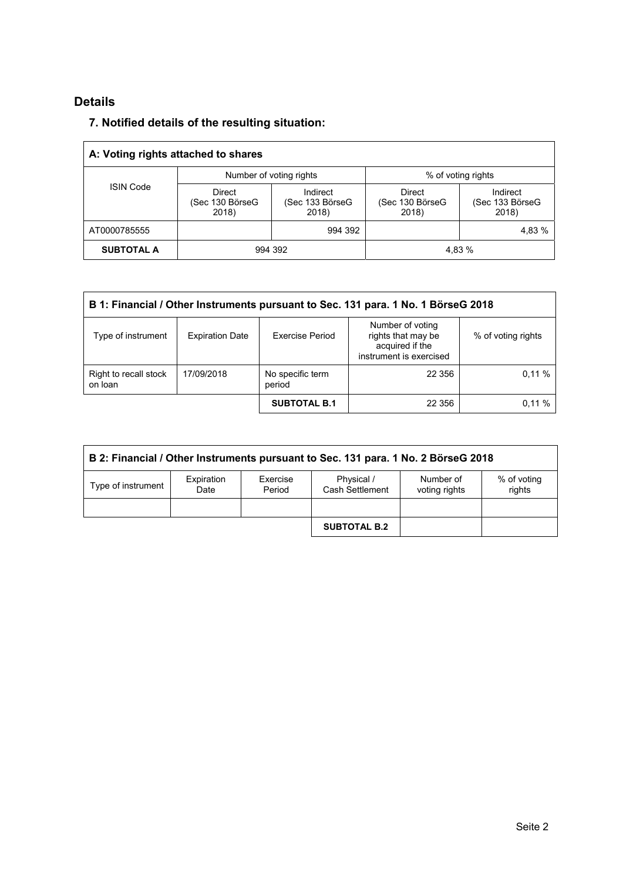## Details

### 7. Notified details of the resulting situation:

| A: Voting rights attached to shares | | | | |
|---|---|---|---|---|
| ISIN Code | Number of voting rights | | % of voting rights | |
| | Direct (Sec 130 BörseG 2018) | Indirect (Sec 133 BörseG 2018) | Direct (Sec 130 BörseG 2018) | Indirect (Sec 133 BörseG 2018) |
| AT0000785555 | | 994 392 | | 4,83 % |
| **SUBTOTAL A** | 994 392 | | 4,83 % | |

| B 1: Financial / Other Instruments pursuant to Sec. 131 para. 1 No. 1 BörseG 2018 | | | | |
|---|---|---|---|---|
| Type of instrument | Expiration Date | Exercise Period | Number of voting rights that may be acquired if the instrument is exercised | % of voting rights |
| Right to recall stock on loan | 17/09/2018 | No specific term period | 22 356 | 0,11 % |
| | | **SUBTOTAL B.1** | 22 356 | 0,11 % |

| B 2: Financial / Other Instruments pursuant to Sec. 131 para. 1 No. 2 BörseG 2018 | | | | | |
|---|---|---|---|---|---|
| Type of instrument | Expiration Date | Exercise Period | Physical / Cash Settlement | Number of voting rights | % of voting rights |
| | | | | | |
| | | | **SUBTOTAL B.2** | | |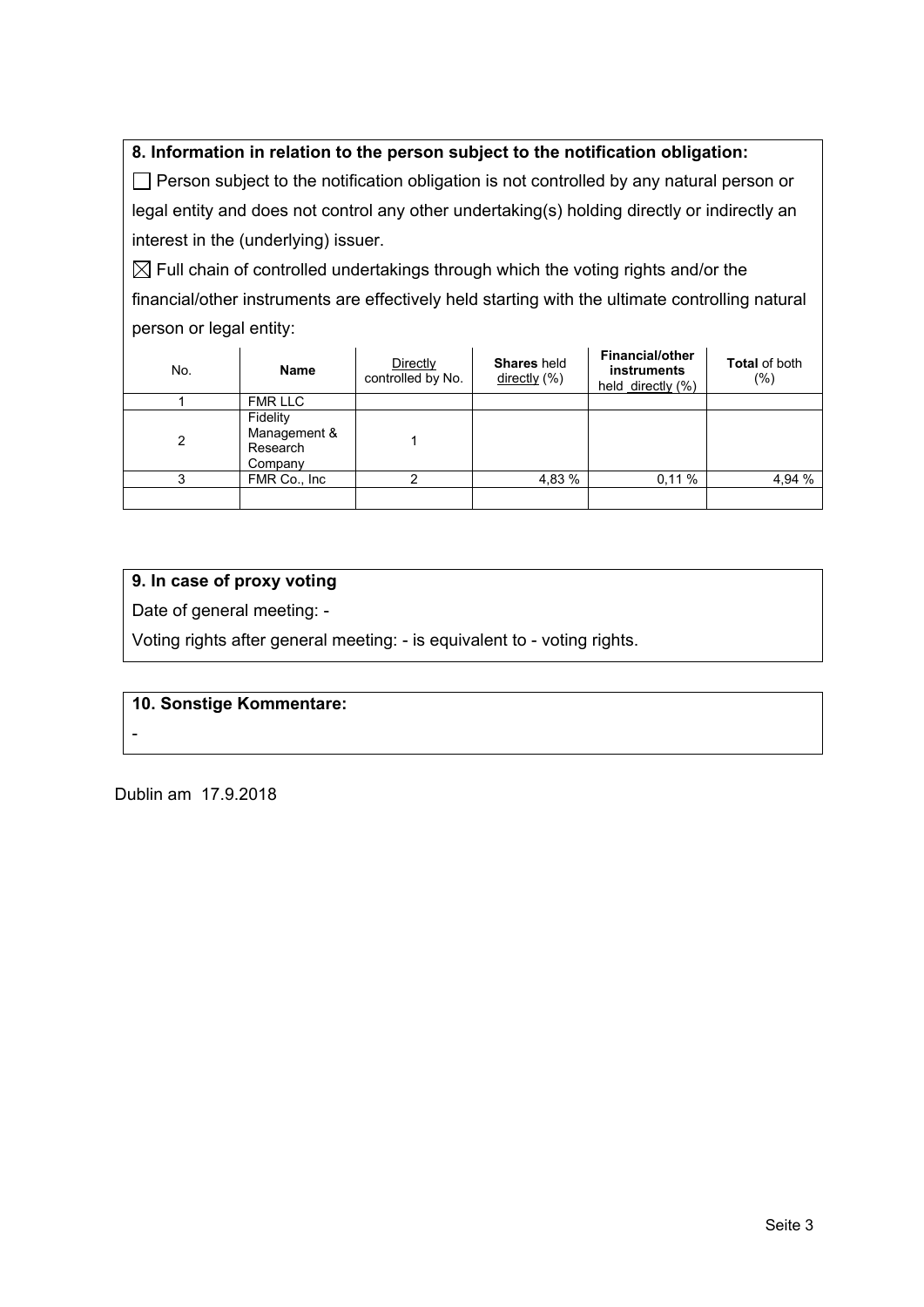**8. Information in relation to the person subject to the notification obligation:**

☐ Person subject to the notification obligation is not controlled by any natural person or legal entity and does not control any other undertaking(s) holding directly or indirectly an interest in the (underlying) issuer.

☒ Full chain of controlled undertakings through which the voting rights and/or the financial/other instruments are effectively held starting with the ultimate controlling natural person or legal entity:

| No. | Name | Directly controlled by No. | Shares held directly (%) | Financial/other instruments held directly (%) | Total of both (%) |
|---|---|---|---|---|---|
| 1 | FMR LLC | | | | |
| 2 | Fidelity Management & Research Company | 1 | | | |
| 3 | FMR Co., Inc | 2 | 4,83 % | 0,11 % | 4,94 % |
| | | | | | |

**9. In case of proxy voting**

Date of general meeting: -

Voting rights after general meeting: - is equivalent to - voting rights.

**10. Sonstige Kommentare:**

-

Dublin am 17.9.2018